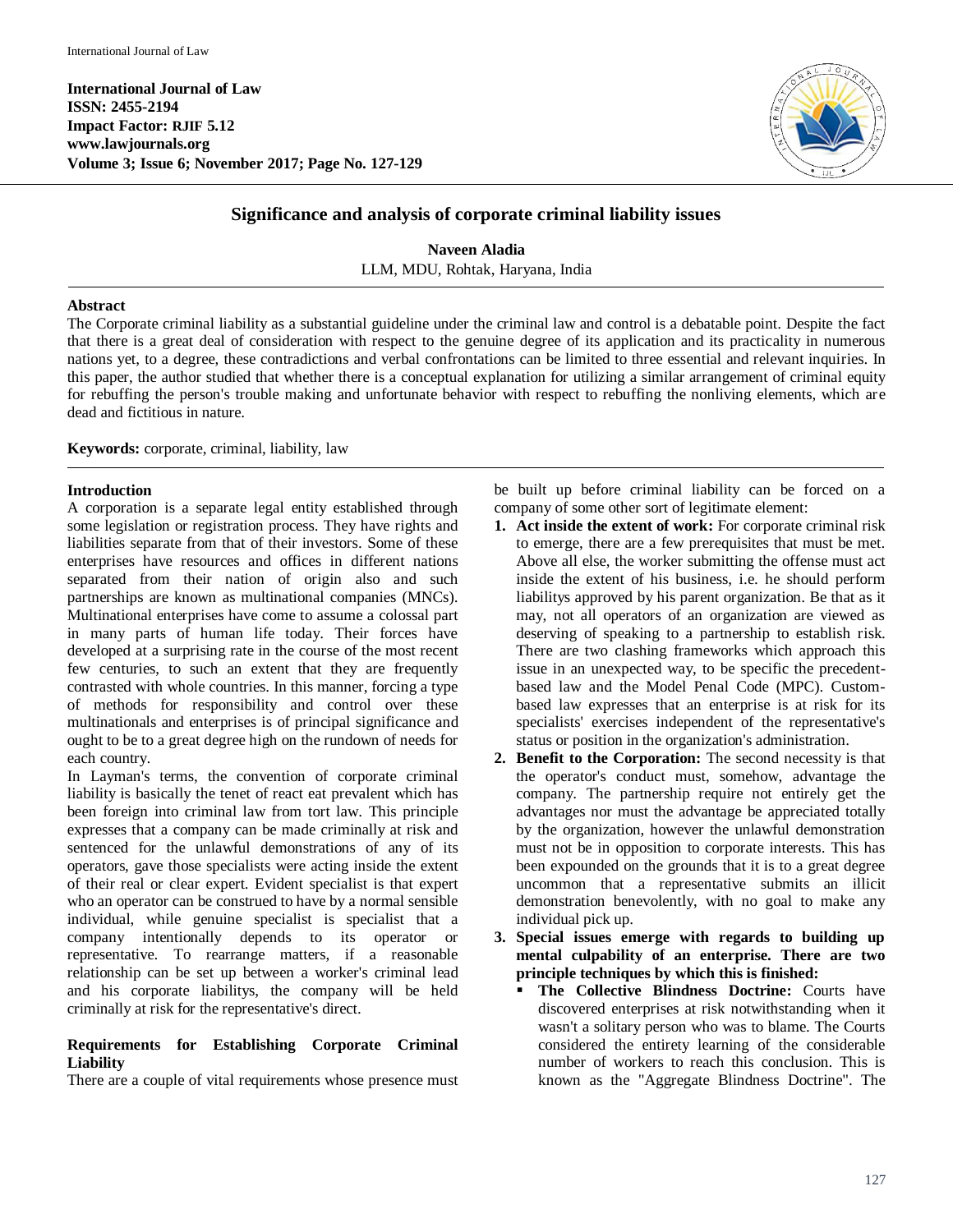# Significance and analysis of corporate criminal liability issues

**Naveen Aladia**

LLM, MDU, Rohtak, Haryana, India

## Abstract

The Corporate criminal liability as a substantial guideline under the criminal law and control is a debatable point. Despite the fact that there is a great deal of consideration with respect to the genuine degree of its application and its practicality in numerous nations yet, to a degree, these contradictions and verbal confrontations can be limited to three essential and relevant inquiries. In this paper, the author studied that whether there is a conceptual explanation for utilizing a similar arrangement of criminal equity for rebuffing the person's trouble making and unfortunate behavior with respect to rebuffing the nonliving elements, which are dead and fictitious in nature.

**Keywords:** corporate, criminal, liability, law

## Introduction

A corporation is a separate legal entity established through some legislation or registration process. They have rights and liabilities separate from that of their investors. Some of these enterprises have resources and offices in different nations separated from their nation of origin also and such partnerships are known as multinational companies (MNCs). Multinational enterprises have come to assume a colossal part in many parts of human life today. Their forces have developed at a surprising rate in the course of the most recent few centuries, to such an extent that they are frequently contrasted with whole countries. In this manner, forcing a type of methods for responsibility and control over these multinationals and enterprises is of principal significance and ought to be to a great degree high on the rundown of needs for each country.

In Layman's terms, the convention of corporate criminal liability is basically the tenet of react eat prevalent which has been foreign into criminal law from tort law. This principle expresses that a company can be made criminally at risk and sentenced for the unlawful demonstrations of any of its operators, gave those specialists were acting inside the extent of their real or clear expert. Evident specialist is that expert who an operator can be construed to have by a normal sensible individual, while genuine specialist is specialist that a company intentionally depends to its operator or representative. To rearrange matters, if a reasonable relationship can be set up between a worker's criminal lead and his corporate liabilitys, the company will be held criminally at risk for the representative's direct.

## Requirements for Establishing Corporate Criminal Liability

There are a couple of vital requirements whose presence must be built up before criminal liability can be forced on a company of some other sort of legitimate element:

1. **Act inside the extent of work:** For corporate criminal risk to emerge, there are a few prerequisites that must be met. Above all else, the worker submitting the offense must act inside the extent of his business, i.e. he should perform liabilitys approved by his parent organization. Be that as it may, not all operators of an organization are viewed as deserving of speaking to a partnership to establish risk. There are two clashing frameworks which approach this issue in an unexpected way, to be specific the precedent-based law and the Model Penal Code (MPC). Custom-based law expresses that an enterprise is at risk for its specialists' exercises independent of the representative's status or position in the organization's administration.
2. **Benefit to the Corporation:** The second necessity is that the operator's conduct must, somehow, advantage the company. The partnership require not entirely get the advantages nor must the advantage be appreciated totally by the organization, however the unlawful demonstration must not be in opposition to corporate interests. This has been expounded on the grounds that it is to a great degree uncommon that a representative submits an illicit demonstration benevolently, with no goal to make any individual pick up.
3. **Special issues emerge with regards to building up mental culpability of an enterprise. There are two principle techniques by which this is finished:**
   - **The Collective Blindness Doctrine:** Courts have discovered enterprises at risk notwithstanding when it wasn't a solitary person who was to blame. The Courts considered the entirety learning of the considerable number of workers to reach this conclusion. This is known as the "Aggregate Blindness Doctrine". The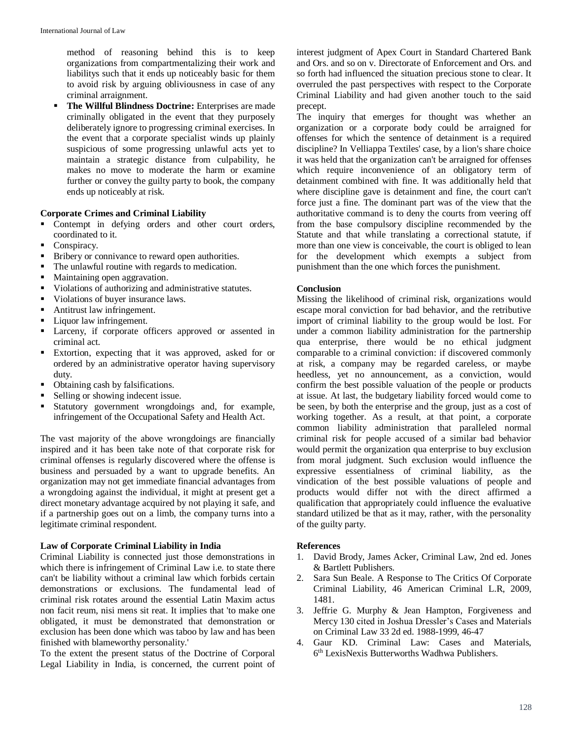method of reasoning behind this is to keep organizations from compartmentalizing their work and liabilitys such that it ends up noticeably basic for them to avoid risk by arguing obliviousness in case of any criminal arraignment.

- **The Willful Blindness Doctrine:** Enterprises are made criminally obligated in the event that they purposely deliberately ignore to progressing criminal exercises. In the event that a corporate specialist winds up plainly suspicious of some progressing unlawful acts yet to maintain a strategic distance from culpability, he makes no move to moderate the harm or examine further or convey the guilty party to book, the company ends up noticeably at risk.

**Corporate Crimes and Criminal Liability**

- Contempt in defying orders and other court orders, coordinated to it.
- Conspiracy.
- Bribery or connivance to reward open authorities.
- The unlawful routine with regards to medication.
- Maintaining open aggravation.
- Violations of authorizing and administrative statutes.
- Violations of buyer insurance laws.
- Antitrust law infringement.
- Liquor law infringement.
- Larceny, if corporate officers approved or assented in criminal act.
- Extortion, expecting that it was approved, asked for or ordered by an administrative operator having supervisory duty.
- Obtaining cash by falsifications.
- Selling or showing indecent issue.
- Statutory government wrongdoings and, for example, infringement of the Occupational Safety and Health Act.

The vast majority of the above wrongdoings are financially inspired and it has been take note of that corporate risk for criminal offenses is regularly discovered where the offense is business and persuaded by a want to upgrade benefits. An organization may not get immediate financial advantages from a wrongdoing against the individual, it might at present get a direct monetary advantage acquired by not playing it safe, and if a partnership goes out on a limb, the company turns into a legitimate criminal respondent.

**Law of Corporate Criminal Liability in India**

Criminal Liability is connected just those demonstrations in which there is infringement of Criminal Law i.e. to state there can't be liability without a criminal law which forbids certain demonstrations or exclusions. The fundamental lead of criminal risk rotates around the essential Latin Maxim actus non facit reum, nisi mens sit reat. It implies that 'to make one obligated, it must be demonstrated that demonstration or exclusion has been done which was taboo by law and has been finished with blameworthy personality.'

To the extent the present status of the Doctrine of Corporal Legal Liability in India, is concerned, the current point of interest judgment of Apex Court in Standard Chartered Bank and Ors. and so on v. Directorate of Enforcement and Ors. and so forth had influenced the situation precious stone to clear. It overruled the past perspectives with respect to the Corporate Criminal Liability and had given another touch to the said precept.

The inquiry that emerges for thought was whether an organization or a corporate body could be arraigned for offenses for which the sentence of detainment is a required discipline? In Velliappa Textiles' case, by a lion's share choice it was held that the organization can't be arraigned for offenses which require inconvenience of an obligatory term of detainment combined with fine. It was additionally held that where discipline gave is detainment and fine, the court can't force just a fine. The dominant part was of the view that the authoritative command is to deny the courts from veering off from the base compulsory discipline recommended by the Statute and that while translating a correctional statute, if more than one view is conceivable, the court is obliged to lean for the development which exempts a subject from punishment than the one which forces the punishment.

**Conclusion**

Missing the likelihood of criminal risk, organizations would escape moral conviction for bad behavior, and the retributive import of criminal liability to the group would be lost. For under a common liability administration for the partnership qua enterprise, there would be no ethical judgment comparable to a criminal conviction: if discovered commonly at risk, a company may be regarded careless, or maybe heedless, yet no announcement, as a conviction, would confirm the best possible valuation of the people or products at issue. At last, the budgetary liability forced would come to be seen, by both the enterprise and the group, just as a cost of working together. As a result, at that point, a corporate common liability administration that paralleled normal criminal risk for people accused of a similar bad behavior would permit the organization qua enterprise to buy exclusion from moral judgment. Such exclusion would influence the expressive essentialness of criminal liability, as the vindication of the best possible valuations of people and products would differ not with the direct affirmed a qualification that appropriately could influence the evaluative standard utilized be that as it may, rather, with the personality of the guilty party.

**References**

1. David Brody, James Acker, Criminal Law, 2nd ed. Jones & Bartlett Publishers.
2. Sara Sun Beale. A Response to The Critics Of Corporate Criminal Liability, 46 American Criminal L.R, 2009, 1481.
3. Jeffrie G. Murphy & Jean Hampton, Forgiveness and Mercy 130 cited in Joshua Dressler's Cases and Materials on Criminal Law 33 2d ed. 1988-1999, 46-47
4. Gaur KD. Criminal Law: Cases and Materials, 6th LexisNexis Butterworths Wadhwa Publishers.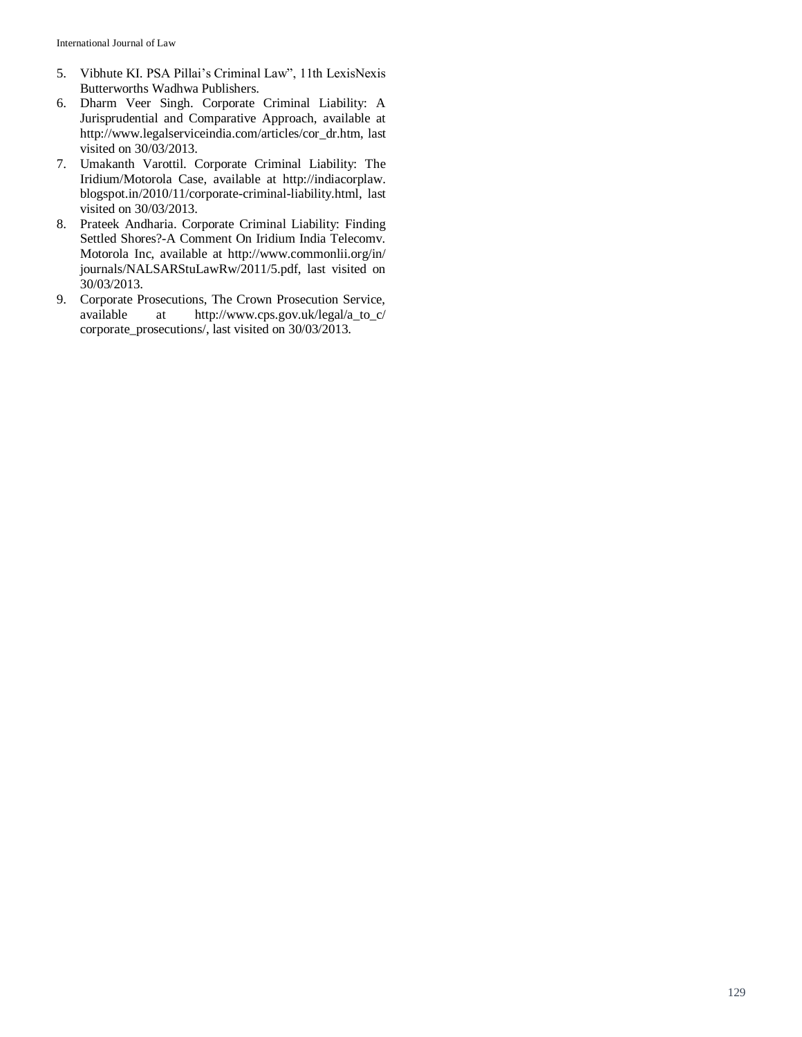5. Vibhute KI. PSA Pillai's Criminal Law", 11th LexisNexis Butterworths Wadhwa Publishers.
6. Dharm Veer Singh. Corporate Criminal Liability: A Jurisprudential and Comparative Approach, available at http://www.legalserviceindia.com/articles/cor_dr.htm, last visited on 30/03/2013.
7. Umakanth Varottil. Corporate Criminal Liability: The Iridium/Motorola Case, available at http://indiacorplaw.blogspot.in/2010/11/corporate-criminal-liability.html, last visited on 30/03/2013.
8. Prateek Andharia. Corporate Criminal Liability: Finding Settled Shores?-A Comment On Iridium India Telecomv. Motorola Inc, available at http://www.commonlii.org/in/journals/NALSARStuLawRw/2011/5.pdf, last visited on 30/03/2013.
9. Corporate Prosecutions, The Crown Prosecution Service, available at http://www.cps.gov.uk/legal/a_to_c/corporate_prosecutions/, last visited on 30/03/2013.